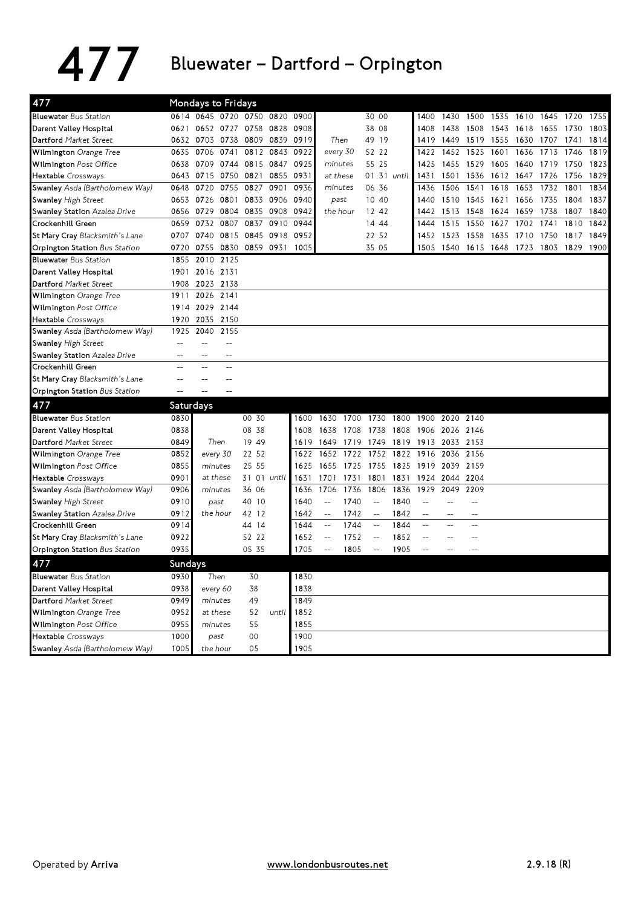# 477 Bluewater – Dartford – Orpington

## Mondays to Fridays

| 477 | | | | | | | | | | | | | | | | | |
|---|---|---|---|---|---|---|---|---|---|---|---|---|---|---|---|---|---|
| **Bluewater** *Bus Station* | 0614 | 0645 | 0720 | 0750 | 0820 | 0900 | | 30 | 00 | | 1400 | 1430 | 1500 | 1535 | 1610 | 1645 | 1720 | 1755 |
| **Darent Valley Hospital** | 0621 | 0652 | 0727 | 0758 | 0828 | 0908 | | 38 | 08 | | 1408 | 1438 | 1508 | 1543 | 1618 | 1655 | 1730 | 1803 |
| **Dartford** *Market Street* | 0632 | 0703 | 0738 | 0809 | 0839 | 0919 | Then | 49 | 19 | | 1419 | 1449 | 1519 | 1555 | 1630 | 1707 | 1741 | 1814 |
| **Wilmington** *Orange Tree* | 0635 | 0706 | 0741 | 0812 | 0843 | 0922 | every 30 | 52 | 22 | | 1422 | 1452 | 1525 | 1601 | 1636 | 1713 | 1746 | 1819 |
| **Wilmington** *Post Office* | 0638 | 0709 | 0744 | 0815 | 0847 | 0925 | minutes | 55 | 25 | | 1425 | 1455 | 1529 | 1605 | 1640 | 1719 | 1750 | 1823 |
| **Hextable** *Crossways* | 0643 | 0715 | 0750 | 0821 | 0855 | 0931 | at these | 01 | 31 | until | 1431 | 1501 | 1536 | 1612 | 1647 | 1726 | 1756 | 1829 |
| **Swanley** *Asda (Bartholomew Way)* | 0648 | 0720 | 0755 | 0827 | 0901 | 0936 | minutes | 06 | 36 | | 1436 | 1506 | 1541 | 1618 | 1653 | 1732 | 1801 | 1834 |
| **Swanley** *High Street* | 0653 | 0726 | 0801 | 0833 | 0906 | 0940 | past | 10 | 40 | | 1440 | 1510 | 1545 | 1621 | 1656 | 1735 | 1804 | 1837 |
| **Swanley Station** *Azalea Drive* | 0656 | 0729 | 0804 | 0835 | 0908 | 0942 | the hour | 12 | 42 | | 1442 | 1513 | 1548 | 1624 | 1659 | 1738 | 1807 | 1840 |
| **Crockenhill Green** | 0659 | 0732 | 0807 | 0837 | 0910 | 0944 | | 14 | 44 | | 1444 | 1515 | 1550 | 1627 | 1702 | 1741 | 1810 | 1842 |
| **St Mary Cray** *Blacksmith's Lane* | 0707 | 0740 | 0815 | 0845 | 0918 | 0952 | | 22 | 52 | | 1452 | 1523 | 1558 | 1635 | 1710 | 1750 | 1817 | 1849 |
| **Orpington Station** *Bus Station* | 0720 | 0755 | 0830 | 0859 | 0931 | 1005 | | 35 | 05 | | 1505 | 1540 | 1615 | 1648 | 1723 | 1803 | 1829 | 1900 |

| 477 | | | |
|---|---|---|---|
| **Bluewater** *Bus Station* | 1855 | 2010 | 2125 |
| **Darent Valley Hospital** | 1901 | 2016 | 2131 |
| **Dartford** *Market Street* | 1908 | 2023 | 2138 |
| **Wilmington** *Orange Tree* | 1911 | 2026 | 2141 |
| **Wilmington** *Post Office* | 1914 | 2029 | 2144 |
| **Hextable** *Crossways* | 1920 | 2035 | 2150 |
| **Swanley** *Asda (Bartholomew Way)* | 1925 | 2040 | 2155 |
| **Swanley** *High Street* | -- | -- | -- |
| **Swanley Station** *Azalea Drive* | -- | -- | -- |
| **Crockenhill Green** | -- | -- | -- |
| **St Mary Cray** *Blacksmith's Lane* | -- | -- | -- |
| **Orpington Station** *Bus Station* | -- | -- | -- |

## Saturdays

| 477 | | | | | | | | | | | | | | |
|---|---|---|---|---|---|---|---|---|---|---|---|---|---|---|
| **Bluewater** *Bus Station* | 0830 | | 00 | 30 | | 1600 | 1630 | 1700 | 1730 | 1800 | 1900 | 2020 | 2140 |
| **Darent Valley Hospital** | 0838 | | 08 | 38 | | 1608 | 1638 | 1708 | 1738 | 1808 | 1906 | 2026 | 2146 |
| **Dartford** *Market Street* | 0849 | Then | 19 | 49 | | 1619 | 1649 | 1719 | 1749 | 1819 | 1913 | 2033 | 2153 |
| **Wilmington** *Orange Tree* | 0852 | every 30 | 22 | 52 | | 1622 | 1652 | 1722 | 1752 | 1822 | 1916 | 2036 | 2156 |
| **Wilmington** *Post Office* | 0855 | minutes | 25 | 55 | | 1625 | 1655 | 1725 | 1755 | 1825 | 1919 | 2039 | 2159 |
| **Hextable** *Crossways* | 0901 | at these | 31 | 01 | until | 1631 | 1701 | 1731 | 1801 | 1831 | 1924 | 2044 | 2204 |
| **Swanley** *Asda (Bartholomew Way)* | 0906 | minutes | 36 | 06 | | 1636 | 1706 | 1736 | 1806 | 1836 | 1929 | 2049 | 2209 |
| **Swanley** *High Street* | 0910 | past | 40 | 10 | | 1640 | -- | 1740 | -- | 1840 | -- | -- | -- |
| **Swanley Station** *Azalea Drive* | 0912 | the hour | 42 | 12 | | 1642 | -- | 1742 | -- | 1842 | -- | -- | -- |
| **Crockenhill Green** | 0914 | | 44 | 14 | | 1644 | -- | 1744 | -- | 1844 | -- | -- | -- |
| **St Mary Cray** *Blacksmith's Lane* | 0922 | | 52 | 22 | | 1652 | -- | 1752 | -- | 1852 | -- | -- | -- |
| **Orpington Station** *Bus Station* | 0935 | | 05 | 35 | | 1705 | -- | 1805 | -- | 1905 | -- | -- | -- |

## Sundays

| 477 | | | | | |
|---|---|---|---|---|---|
| **Bluewater** *Bus Station* | 0930 | Then | 30 | | 1830 |
| **Darent Valley Hospital** | 0938 | every 60 | 38 | | 1838 |
| **Dartford** *Market Street* | 0949 | minutes | 49 | | 1849 |
| **Wilmington** *Orange Tree* | 0952 | at these | 52 | until | 1852 |
| **Wilmington** *Post Office* | 0955 | minutes | 55 | | 1855 |
| **Hextable** *Crossways* | 1000 | past | 00 | | 1900 |
| **Swanley** *Asda (Bartholomew Way)* | 1005 | the hour | 05 | | 1905 |

Operated by **Arriva**    www.londonbusroutes.net    2.9.18 (R)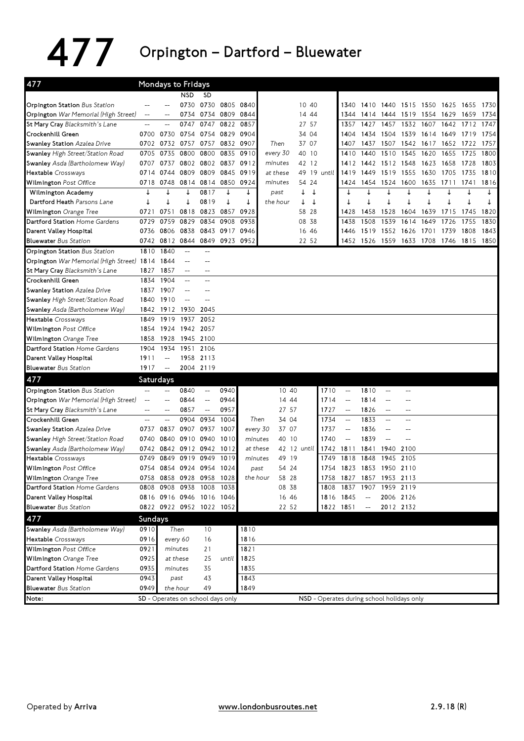# 477 Orpington – Dartford – Bluewater

## Mondays to Fridays

| 477 | | | NSD | SD | | | | | | | | | | | | | |
|---|---|---|---|---|---|---|---|---|---|---|---|---|---|---|---|---|---|
| **Orpington Station** *Bus Station* | -- | -- | 0730 | 0730 | 0805 | 0840 | | 10 40 | | 1340 | 1410 | 1440 | 1515 | 1550 | 1625 | 1655 | 1730 |
| **Orpington** *War Memorial (High Street)* | -- | -- | 0734 | 0734 | 0809 | 0844 | | 14 44 | | 1344 | 1414 | 1444 | 1519 | 1554 | 1629 | 1659 | 1734 |
| **St Mary Cray** *Blacksmith's Lane* | -- | -- | 0747 | 0747 | 0822 | 0857 | | 27 57 | | 1357 | 1427 | 1457 | 1532 | 1607 | 1642 | 1712 | 1747 |
| **Crockenhill Green** | 0700 | 0730 | 0754 | 0754 | 0829 | 0904 | | 34 04 | | 1404 | 1434 | 1504 | 1539 | 1614 | 1649 | 1719 | 1754 |
| **Swanley Station** *Azalea Drive* | 0702 | 0732 | 0757 | 0757 | 0832 | 0907 | Then | 37 07 | | 1407 | 1437 | 1507 | 1542 | 1617 | 1652 | 1722 | 1757 |
| **Swanley** *High Street/Station Road* | 0705 | 0735 | 0800 | 0800 | 0835 | 0910 | every 30 | 40 10 | | 1410 | 1440 | 1510 | 1545 | 1620 | 1655 | 1725 | 1800 |
| **Swanley** *Asda (Bartholomew Way)* | 0707 | 0737 | 0802 | 0802 | 0837 | 0912 | minutes | 42 12 | | 1412 | 1442 | 1512 | 1548 | 1623 | 1658 | 1728 | 1803 |
| **Hextable** *Crossways* | 0714 | 0744 | 0809 | 0809 | 0845 | 0919 | at these | 49 19 | until | 1419 | 1449 | 1519 | 1555 | 1630 | 1705 | 1735 | 1810 |
| **Wilmington** *Post Office* | 0718 | 0748 | 0814 | 0814 | 0850 | 0924 | minutes | 54 24 | | 1424 | 1454 | 1524 | 1600 | 1635 | 1711 | 1741 | 1816 |
| Wilmington Academy | ↓ | ↓ | ↓ | 0817 | ↓ | ↓ | past | ↓ ↓ | | ↓ | ↓ | ↓ | ↓ | ↓ | ↓ | ↓ | ↓ |
| Dartford Heath *Parsons Lane* | ↓ | ↓ | ↓ | 0819 | ↓ | ↓ | the hour | ↓ ↓ | | ↓ | ↓ | ↓ | ↓ | ↓ | ↓ | ↓ | ↓ |
| **Wilmington** *Orange Tree* | 0721 | 0751 | 0818 | 0823 | 0857 | 0928 | | 58 28 | | 1428 | 1458 | 1528 | 1604 | 1639 | 1715 | 1745 | 1820 |
| **Dartford Station** *Home Gardens* | 0729 | 0759 | 0829 | 0834 | 0908 | 0938 | | 08 38 | | 1438 | 1508 | 1539 | 1614 | 1649 | 1726 | 1755 | 1830 |
| **Darent Valley Hospital** | 0736 | 0806 | 0838 | 0843 | 0917 | 0946 | | 16 46 | | 1446 | 1519 | 1552 | 1626 | 1701 | 1739 | 1808 | 1843 |
| **Bluewater** *Bus Station* | 0742 | 0812 | 0844 | 0849 | 0923 | 0952 | | 22 52 | | 1452 | 1526 | 1559 | 1633 | 1708 | 1746 | 1815 | 1850 |

| | | | | |
|---|---|---|---|---|
| **Orpington Station** *Bus Station* | 1810 | 1840 | -- | -- |
| **Orpington** *War Memorial (High Street)* | 1814 | 1844 | -- | -- |
| **St Mary Cray** *Blacksmith's Lane* | 1827 | 1857 | -- | -- |
| **Crockenhill Green** | 1834 | 1904 | -- | -- |
| **Swanley Station** *Azalea Drive* | 1837 | 1907 | -- | -- |
| **Swanley** *High Street/Station Road* | 1840 | 1910 | -- | -- |
| **Swanley** *Asda (Bartholomew Way)* | 1842 | 1912 | 1930 | 2045 |
| **Hextable** *Crossways* | 1849 | 1919 | 1937 | 2052 |
| **Wilmington** *Post Office* | 1854 | 1924 | 1942 | 2057 |
| **Wilmington** *Orange Tree* | 1858 | 1928 | 1945 | 2100 |
| **Dartford Station** *Home Gardens* | 1904 | 1934 | 1951 | 2106 |
| **Darent Valley Hospital** | 1911 | -- | 1958 | 2113 |
| **Bluewater** *Bus Station* | 1917 | -- | 2004 | 2119 |

## Saturdays

| 477 | | | | | | | | | | | | | |
|---|---|---|---|---|---|---|---|---|---|---|---|---|---|
| **Orpington Station** *Bus Station* | -- | -- | 0840 | -- | 0940 | | 10 40 | | 1710 | -- | 1810 | -- | -- |
| **Orpington** *War Memorial (High Street)* | -- | -- | 0844 | -- | 0944 | | 14 44 | | 1714 | -- | 1814 | -- | -- |
| **St Mary Cray** *Blacksmith's Lane* | -- | -- | 0857 | -- | 0957 | | 27 57 | | 1727 | -- | 1826 | -- | -- |
| **Crockenhill Green** | -- | -- | 0904 | 0934 | 1004 | Then | 34 04 | | 1734 | -- | 1833 | -- | -- |
| **Swanley Station** *Azalea Drive* | 0737 | 0837 | 0907 | 0937 | 1007 | every 30 | 37 07 | | 1737 | -- | 1836 | -- | -- |
| **Swanley** *High Street/Station Road* | 0740 | 0840 | 0910 | 0940 | 1010 | minutes | 40 10 | | 1740 | -- | 1839 | -- | -- |
| **Swanley** *Asda (Bartholomew Way)* | 0742 | 0842 | 0912 | 0942 | 1012 | at these | 42 12 | until | 1742 | 1811 | 1841 | 1940 | 2100 |
| **Hextable** *Crossways* | 0749 | 0849 | 0919 | 0949 | 1019 | minutes | 49 19 | | 1749 | 1818 | 1848 | 1945 | 2105 |
| **Wilmington** *Post Office* | 0754 | 0854 | 0924 | 0954 | 1024 | past | 54 24 | | 1754 | 1823 | 1853 | 1950 | 2110 |
| **Wilmington** *Orange Tree* | 0758 | 0858 | 0928 | 0958 | 1028 | the hour | 58 28 | | 1758 | 1827 | 1857 | 1953 | 2113 |
| **Dartford Station** *Home Gardens* | 0808 | 0908 | 0938 | 1008 | 1038 | | 08 38 | | 1808 | 1837 | 1907 | 1959 | 2119 |
| **Darent Valley Hospital** | 0816 | 0916 | 0946 | 1016 | 1046 | | 16 46 | | 1816 | 1845 | -- | 2006 | 2126 |
| **Bluewater** *Bus Station* | 0822 | 0922 | 0952 | 1022 | 1052 | | 22 52 | | 1822 | 1851 | -- | 2012 | 2132 |

## Sundays

| 477 | | | | | |
|---|---|---|---|---|---|
| **Swanley** *Asda (Bartholomew Way)* | 0910 | Then | 10 | | 1810 |
| **Hextable** *Crossways* | 0916 | every 60 | 16 | | 1816 |
| **Wilmington** *Post Office* | 0921 | minutes | 21 | | 1821 |
| **Wilmington** *Orange Tree* | 0925 | at these | 25 | until | 1825 |
| **Dartford Station** *Home Gardens* | 0935 | minutes | 35 | | 1835 |
| **Darent Valley Hospital** | 0943 | past | 43 | | 1843 |
| **Bluewater** *Bus Station* | 0949 | the hour | 49 | | 1849 |

Note: SD - Operates on school days only. NSD - Operates during school holidays only

Operated by **Arriva** www.londonbusroutes.net 2.9.18 (R)